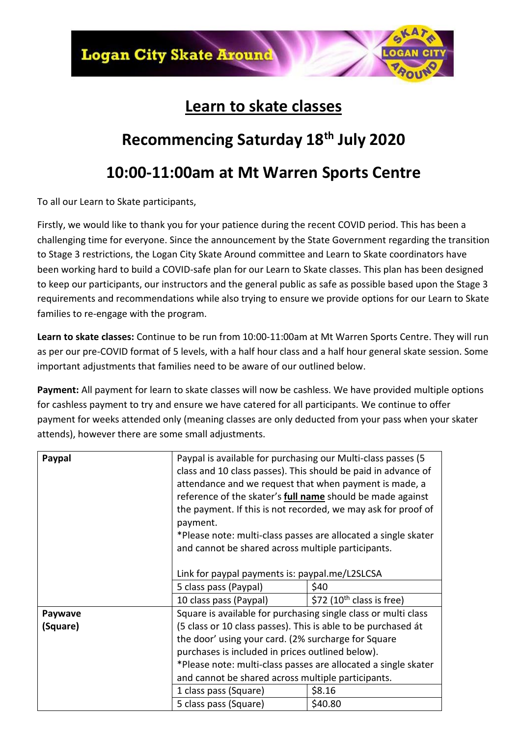Logan City Skate Around

# Learn to skate classes

## Recommencing Saturday 18th July 2020

## 10:00-11:00am at Mt Warren Sports Centre

To all our Learn to Skate participants,

Firstly, we would like to thank you for your patience during the recent COVID period. This has been a challenging time for everyone. Since the announcement by the State Government regarding the transition to Stage 3 restrictions, the Logan City Skate Around committee and Learn to Skate coordinators have been working hard to build a COVID-safe plan for our Learn to Skate classes. This plan has been designed to keep our participants, our instructors and the general public as safe as possible based upon the Stage 3 requirements and recommendations while also trying to ensure we provide options for our Learn to Skate families to re-engage with the program.

**Learn to skate classes:** Continue to be run from 10:00-11:00am at Mt Warren Sports Centre. They will run as per our pre-COVID format of 5 levels, with a half hour class and a half hour general skate session. Some important adjustments that families need to be aware of our outlined below.

**Payment:** All payment for learn to skate classes will now be cashless. We have provided multiple options for cashless payment to try and ensure we have catered for all participants. We continue to offer payment for weeks attended only (meaning classes are only deducted from your pass when your skater attends), however there are some small adjustments.

| | | |
|---|---|---|
| **Paypal** | Paypal is available for purchasing our Multi-class passes (5 class and 10 class passes). This should be paid in advance of attendance and we request that when payment is made, a reference of the skater's **full name** should be made against the payment. If this is not recorded, we may ask for proof of payment.<br>*Please note: multi-class passes are allocated a single skater and cannot be shared across multiple participants.<br><br>Link for paypal payments is: paypal.me/L2SLCSA | |
| | 5 class pass (Paypal) | $40 |
| | 10 class pass (Paypal) | $72 (10th class is free) |
| **Paywave (Square)** | Square is available for purchasing single class or multi class (5 class or 10 class passes). This is able to be purchased át the door' using your card. (2% surcharge for Square purchases is included in prices outlined below).<br>*Please note: multi-class passes are allocated a single skater and cannot be shared across multiple participants. | |
| | 1 class pass (Square) | $8.16 |
| | 5 class pass (Square) | $40.80 |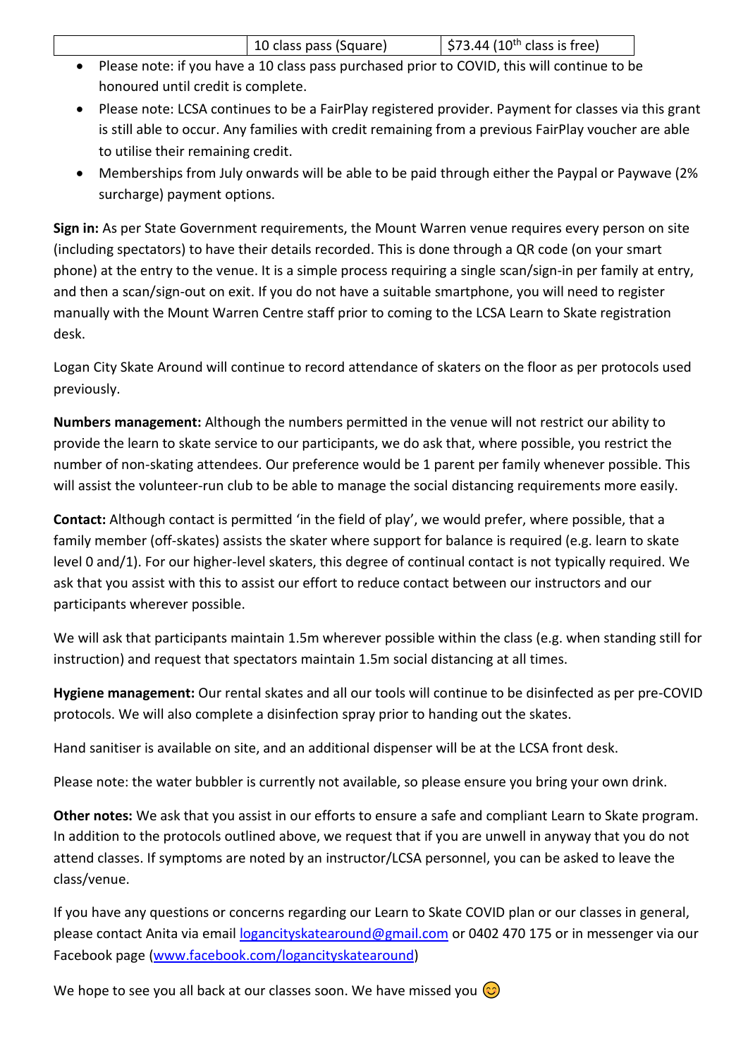| | | |
|---|---|---|
| | 10 class pass (Square) | $73.44 (10th class is free) |

- Please note: if you have a 10 class pass purchased prior to COVID, this will continue to be honoured until credit is complete.
- Please note: LCSA continues to be a FairPlay registered provider. Payment for classes via this grant is still able to occur. Any families with credit remaining from a previous FairPlay voucher are able to utilise their remaining credit.
- Memberships from July onwards will be able to be paid through either the Paypal or Paywave (2% surcharge) payment options.

**Sign in:** As per State Government requirements, the Mount Warren venue requires every person on site (including spectators) to have their details recorded. This is done through a QR code (on your smart phone) at the entry to the venue. It is a simple process requiring a single scan/sign-in per family at entry, and then a scan/sign-out on exit. If you do not have a suitable smartphone, you will need to register manually with the Mount Warren Centre staff prior to coming to the LCSA Learn to Skate registration desk.

Logan City Skate Around will continue to record attendance of skaters on the floor as per protocols used previously.

**Numbers management:** Although the numbers permitted in the venue will not restrict our ability to provide the learn to skate service to our participants, we do ask that, where possible, you restrict the number of non-skating attendees. Our preference would be 1 parent per family whenever possible. This will assist the volunteer-run club to be able to manage the social distancing requirements more easily.

**Contact:** Although contact is permitted 'in the field of play', we would prefer, where possible, that a family member (off-skates) assists the skater where support for balance is required (e.g. learn to skate level 0 and/1). For our higher-level skaters, this degree of continual contact is not typically required. We ask that you assist with this to assist our effort to reduce contact between our instructors and our participants wherever possible.

We will ask that participants maintain 1.5m wherever possible within the class (e.g. when standing still for instruction) and request that spectators maintain 1.5m social distancing at all times.

**Hygiene management:** Our rental skates and all our tools will continue to be disinfected as per pre-COVID protocols. We will also complete a disinfection spray prior to handing out the skates.

Hand sanitiser is available on site, and an additional dispenser will be at the LCSA front desk.

Please note: the water bubbler is currently not available, so please ensure you bring your own drink.

**Other notes:** We ask that you assist in our efforts to ensure a safe and compliant Learn to Skate program. In addition to the protocols outlined above, we request that if you are unwell in anyway that you do not attend classes. If symptoms are noted by an instructor/LCSA personnel, you can be asked to leave the class/venue.

If you have any questions or concerns regarding our Learn to Skate COVID plan or our classes in general, please contact Anita via email logancityskatearound@gmail.com or 0402 470 175 or in messenger via our Facebook page (www.facebook.com/logancityskatearound)

We hope to see you all back at our classes soon. We have missed you 😊